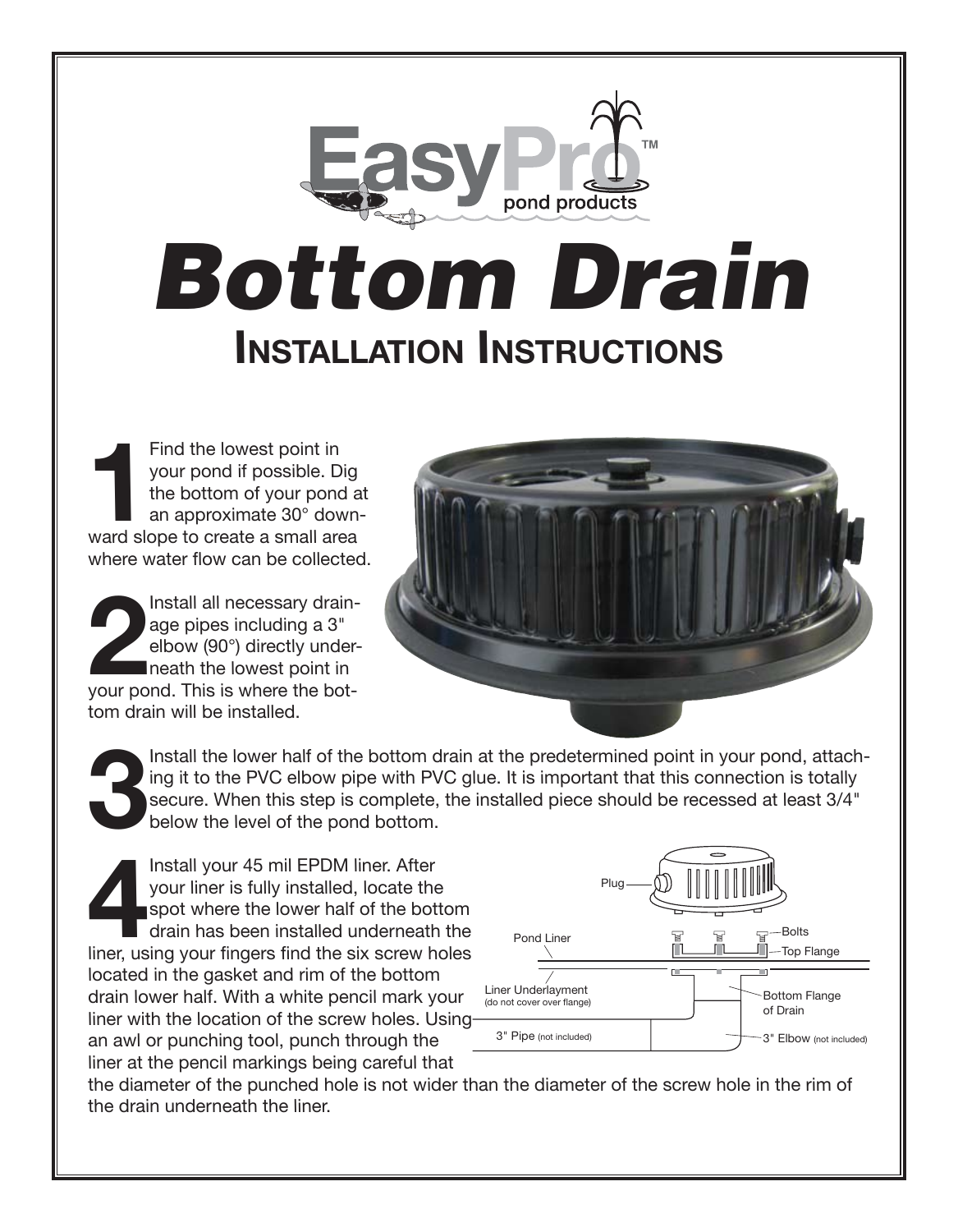EasyPro™ pond products

# *Bottom Drain*

## Installation Instructions

**1** Find the lowest point in your pond if possible. Dig the bottom of your pond at an approximate 30° downward slope to create a small area where water flow can be collected.

**2** Install all necessary drainage pipes including a 3" elbow (90°) directly underneath the lowest point in your pond. This is where the bottom drain will be installed.

**3** Install the lower half of the bottom drain at the predetermined point in your pond, attaching it to the PVC elbow pipe with PVC glue. It is important that this connection is totally secure. When this step is complete, the installed piece should be recessed at least 3/4" below the level of the pond bottom.

**4** Install your 45 mil EPDM liner. After your liner is fully installed, locate the spot where the lower half of the bottom drain has been installed underneath the liner, using your fingers find the six screw holes located in the gasket and rim of the bottom drain lower half. With a white pencil mark your liner with the location of the screw holes. Using an awl or punching tool, punch through the liner at the pencil markings being careful that the diameter of the punched hole is not wider than the diameter of the screw hole in the rim of the drain underneath the liner.

Plug — Pond Liner — Bolts — Top Flange — Liner Underlayment (do not cover over flange) — Bottom Flange of Drain — 3" Pipe (not included) — 3" Elbow (not included)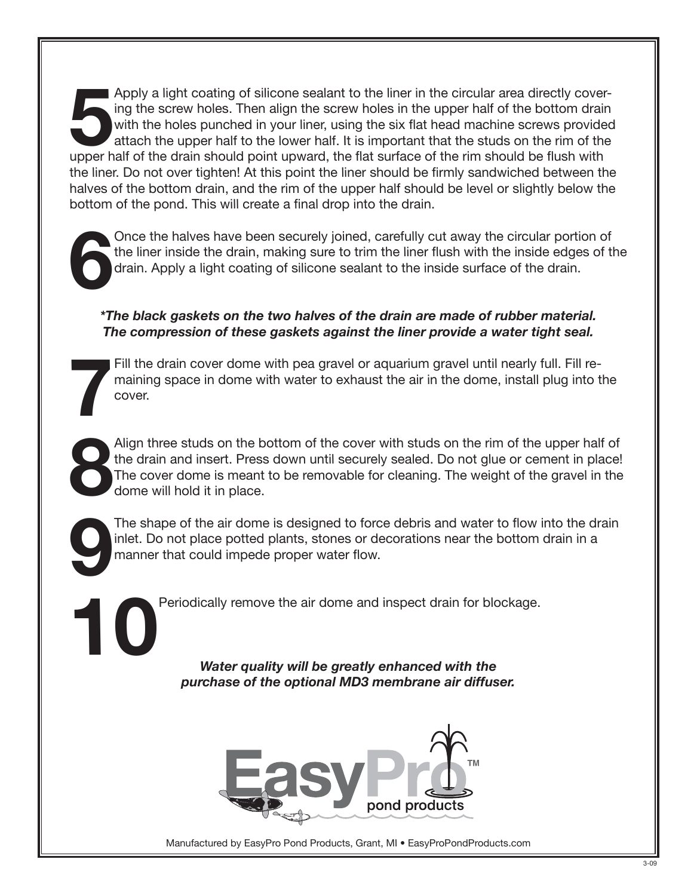**5** Apply a light coating of silicone sealant to the liner in the circular area directly covering the screw holes. Then align the screw holes in the upper half of the bottom drain with the holes punched in your liner, using the six flat head machine screws provided attach the upper half to the lower half. It is important that the studs on the rim of the upper half of the drain should point upward, the flat surface of the rim should be flush with the liner. Do not over tighten! At this point the liner should be firmly sandwiched between the halves of the bottom drain, and the rim of the upper half should be level or slightly below the bottom of the pond. This will create a final drop into the drain.

**6** Once the halves have been securely joined, carefully cut away the circular portion of the liner inside the drain, making sure to trim the liner flush with the inside edges of the drain. Apply a light coating of silicone sealant to the inside surface of the drain.

***The black gaskets on the two halves of the drain are made of rubber material. The compression of these gaskets against the liner provide a water tight seal.***

**7** Fill the drain cover dome with pea gravel or aquarium gravel until nearly full. Fill remaining space in dome with water to exhaust the air in the dome, install plug into the cover.

**8** Align three studs on the bottom of the cover with studs on the rim of the upper half of the drain and insert. Press down until securely sealed. Do not glue or cement in place! The cover dome is meant to be removable for cleaning. The weight of the gravel in the dome will hold it in place.

**9** The shape of the air dome is designed to force debris and water to flow into the drain inlet. Do not place potted plants, stones or decorations near the bottom drain in a manner that could impede proper water flow.

**10** Periodically remove the air dome and inspect drain for blockage.

***Water quality will be greatly enhanced with the purchase of the optional MD3 membrane air diffuser.***

EasyPro™ pond products

Manufactured by EasyPro Pond Products, Grant, MI • EasyProPondProducts.com

3-09